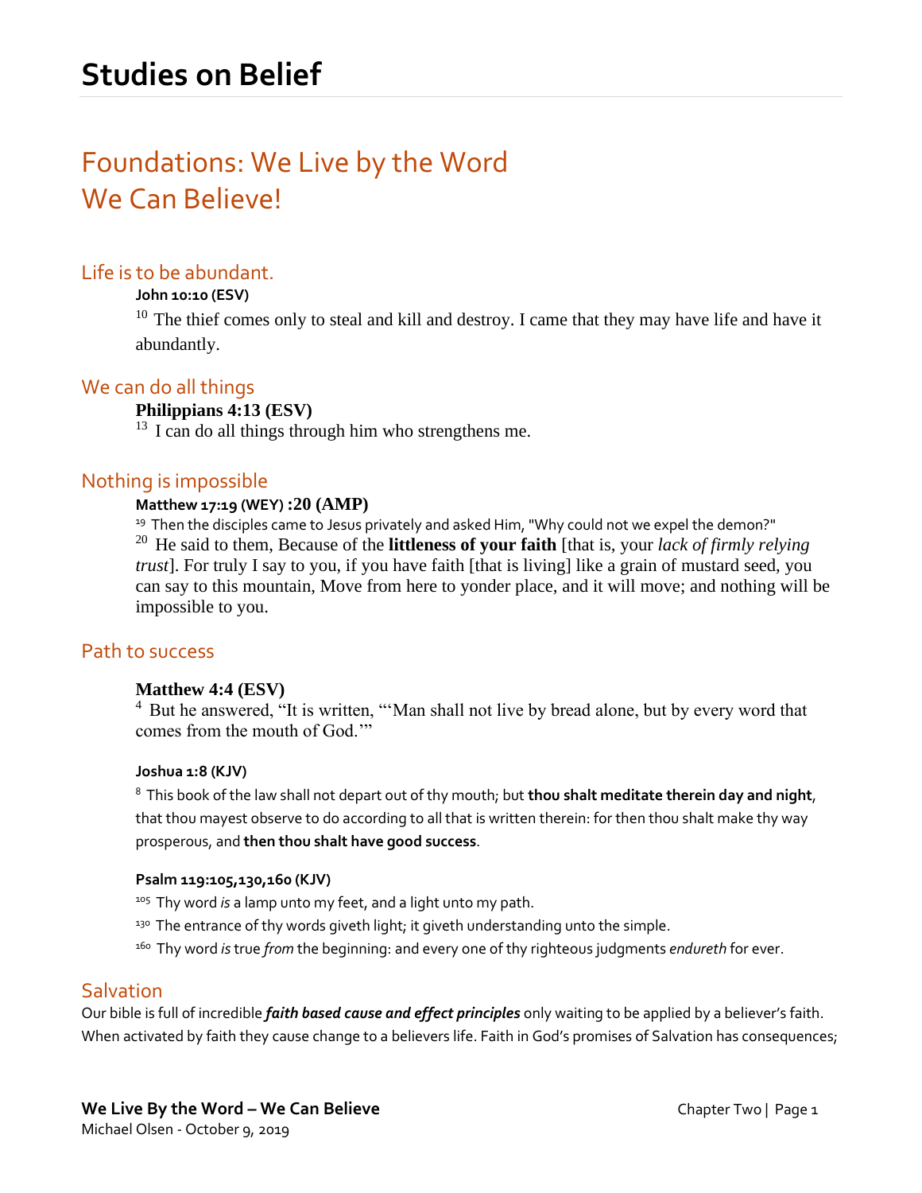# Studies on Belief

## Foundations: We Live by the Word
## We Can Believe!

### Life is to be abundant.

**John 10:10 (ESV)**

[10] The thief comes only to steal and kill and destroy. I came that they may have life and have it abundantly.

### We can do all things

**Philippians 4:13 (ESV)**

[13] I can do all things through him who strengthens me.

### Nothing is impossible

**Matthew 17:19 (WEY) :20 (AMP)**

[19] Then the disciples came to Jesus privately and asked Him, "Why could not we expel the demon?"

[20] He said to them, Because of the **littleness of your faith** [that is, your *lack of firmly relying trust*]. For truly I say to you, if you have faith [that is living] like a grain of mustard seed, you can say to this mountain, Move from here to yonder place, and it will move; and nothing will be impossible to you.

### Path to success

**Matthew 4:4 (ESV)**

[4] But he answered, "It is written, "'Man shall not live by bread alone, but by every word that comes from the mouth of God.'"

**Joshua 1:8 (KJV)**

[8] This book of the law shall not depart out of thy mouth; but **thou shalt meditate therein day and night**, that thou mayest observe to do according to all that is written therein: for then thou shalt make thy way prosperous, and **then thou shalt have good success**.

**Psalm 119:105,130,160 (KJV)**

[105] Thy word *is* a lamp unto my feet, and a light unto my path.

[130] The entrance of thy words giveth light; it giveth understanding unto the simple.

[160] Thy word *is* true *from* the beginning: and every one of thy righteous judgments *endureth* for ever.

### Salvation

Our bible is full of incredible ***faith based cause and effect principles*** only waiting to be applied by a believer's faith. When activated by faith they cause change to a believers life. Faith in God's promises of Salvation has consequences;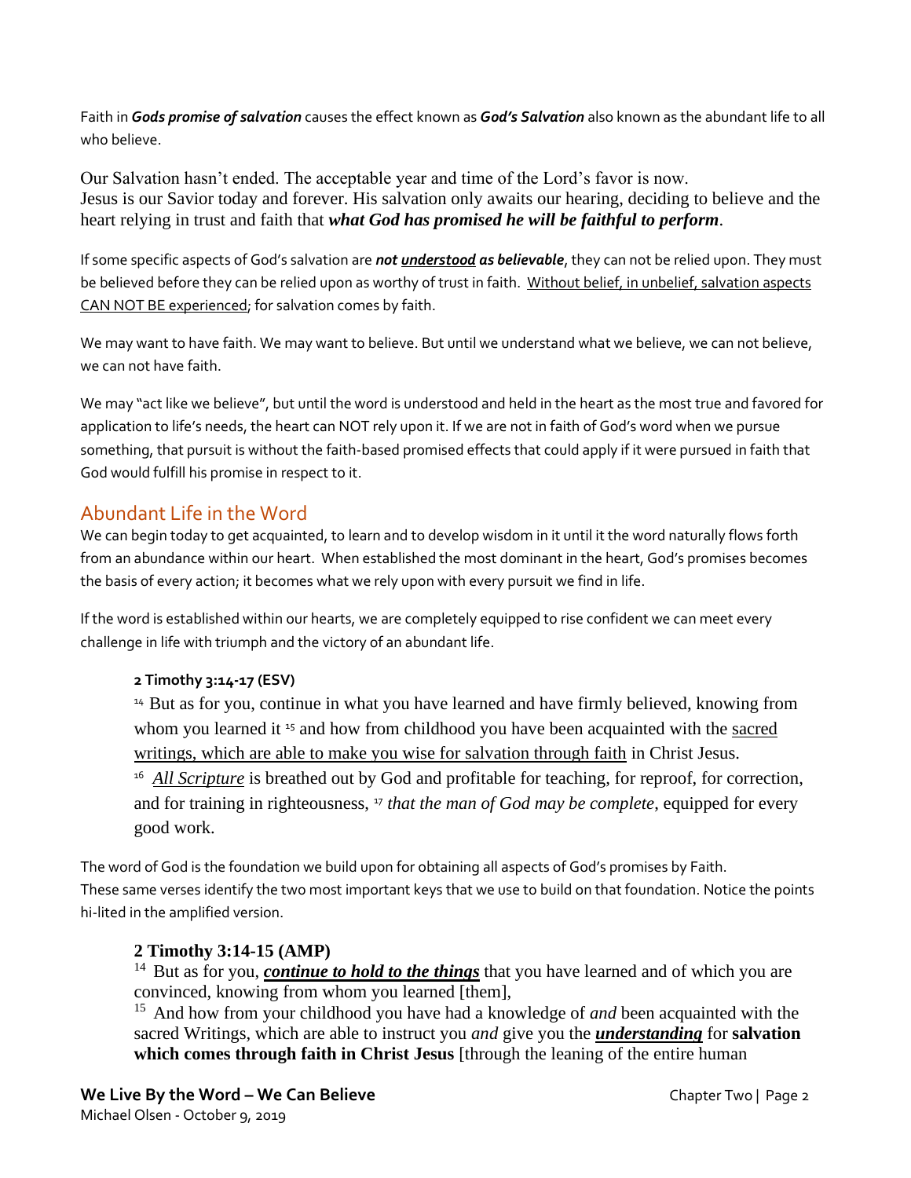Faith in ***Gods promise of salvation*** causes the effect known as ***God's Salvation*** also known as the abundant life to all who believe.

Our Salvation hasn't ended. The acceptable year and time of the Lord's favor is now.
Jesus is our Savior today and forever. His salvation only awaits our hearing, deciding to believe and the heart relying in trust and faith that ***what God has promised he will be faithful to perform***.

If some specific aspects of God's salvation are ***not <u>understood</u> as believable***, they can not be relied upon. They must be believed before they can be relied upon as worthy of trust in faith. <u>Without belief, in unbelief, salvation aspects CAN NOT BE experienced</u>; for salvation comes by faith.

We may want to have faith. We may want to believe. But until we understand what we believe, we can not believe, we can not have faith.

We may "act like we believe", but until the word is understood and held in the heart as the most true and favored for application to life's needs, the heart can NOT rely upon it. If we are not in faith of God's word when we pursue something, that pursuit is without the faith-based promised effects that could apply if it were pursued in faith that God would fulfill his promise in respect to it.

## Abundant Life in the Word

We can begin today to get acquainted, to learn and to develop wisdom in it until it the word naturally flows forth from an abundance within our heart. When established the most dominant in the heart, God's promises becomes the basis of every action; it becomes what we rely upon with every pursuit we find in life.

If the word is established within our hearts, we are completely equipped to rise confident we can meet every challenge in life with triumph and the victory of an abundant life.

> **2 Timothy 3:14-17 (ESV)**
>
> [14] But as for you, continue in what you have learned and have firmly believed, knowing from whom you learned it [15] and how from childhood you have been acquainted with the <u>sacred writings, which are able to make you wise for salvation through faith</u> in Christ Jesus. [16] *<u>All Scripture</u>* is breathed out by God and profitable for teaching, for reproof, for correction, and for training in righteousness, [17] *that the man of God may be complete*, equipped for every good work.

The word of God is the foundation we build upon for obtaining all aspects of God's promises by Faith.
These same verses identify the two most important keys that we use to build on that foundation. Notice the points hi-lited in the amplified version.

> **2 Timothy 3:14-15 (AMP)**
>
> [14] But as for you, ***<u>continue to hold to the things</u>*** that you have learned and of which you are convinced, knowing from whom you learned [them],
>
> [15] And how from your childhood you have had a knowledge of *and* been acquainted with the sacred Writings, which are able to instruct you *and* give you the ***<u>understanding</u>*** for **salvation which comes through faith in Christ Jesus** [through the leaning of the entire human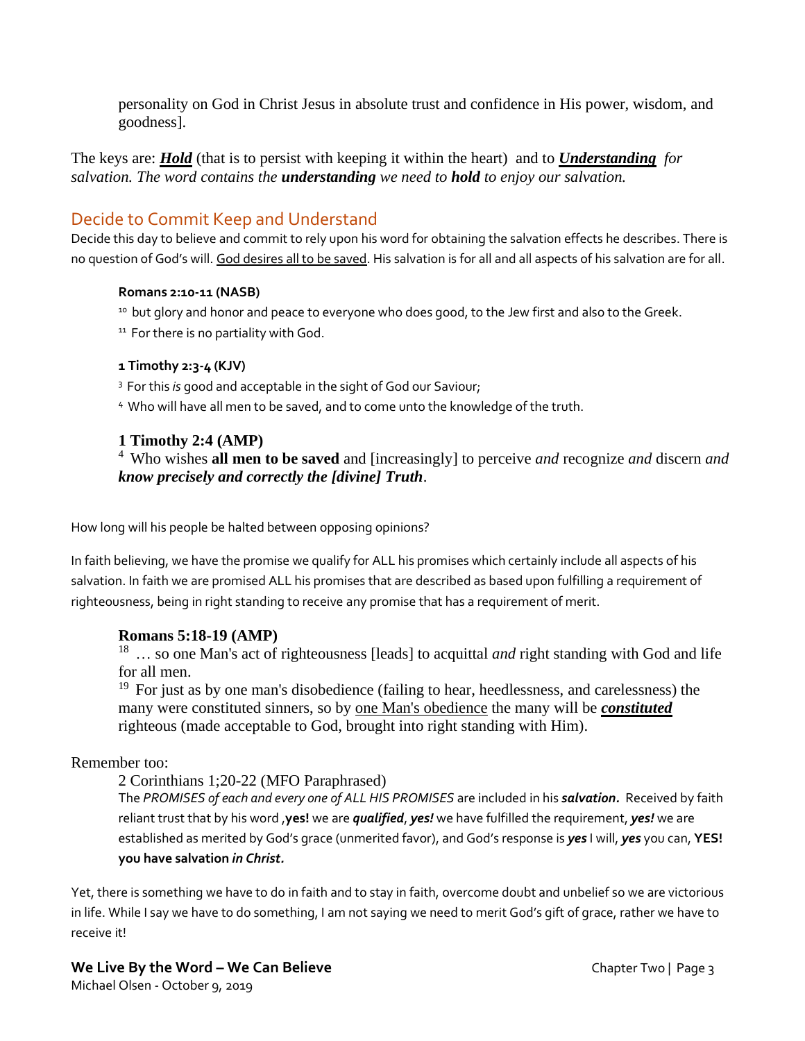personality on God in Christ Jesus in absolute trust and confidence in His power, wisdom, and goodness].

The keys are: ***Hold*** (that is to persist with keeping it within the heart) and to ***Understanding*** *for salvation. The word contains the **understanding** we need to **hold** to enjoy our salvation.*

## Decide to Commit Keep and Understand

Decide this day to believe and commit to rely upon his word for obtaining the salvation effects he describes. There is no question of God's will. God desires all to be saved. His salvation is for all and all aspects of his salvation are for all.

> **Romans 2:10-11 (NASB)**
>
> 10 but glory and honor and peace to everyone who does good, to the Jew first and also to the Greek.
>
> 11 For there is no partiality with God.

> **1 Timothy 2:3-4 (KJV)**
>
> 3 For this *is* good and acceptable in the sight of God our Saviour;
>
> 4 Who will have all men to be saved, and to come unto the knowledge of the truth.

> **1 Timothy 2:4 (AMP)**
>
> 4 Who wishes **all men to be saved** and [increasingly] to perceive *and* recognize *and* discern *and* ***know precisely and correctly the [divine] Truth***.

How long will his people be halted between opposing opinions?

In faith believing, we have the promise we qualify for ALL his promises which certainly include all aspects of his salvation. In faith we are promised ALL his promises that are described as based upon fulfilling a requirement of righteousness, being in right standing to receive any promise that has a requirement of merit.

> **Romans 5:18-19 (AMP)**
>
> 18 … so one Man's act of righteousness [leads] to acquittal *and* right standing with God and life for all men.
>
> 19 For just as by one man's disobedience (failing to hear, heedlessness, and carelessness) the many were constituted sinners, so by one Man's obedience the many will be ***constituted*** righteous (made acceptable to God, brought into right standing with Him).

Remember too:

> 2 Corinthians 1;20-22 (MFO Paraphrased)
>
> The *PROMISES of each and every one of ALL HIS PROMISES* are included in his ***salvation.*** Received by faith reliant trust that by his word ,**yes!** we are ***qualified***, ***yes!*** we have fulfilled the requirement, ***yes!*** we are established as merited by God's grace (unmerited favor), and God's response is ***yes*** I will, ***yes*** you can, **YES! you have salvation *in Christ.***

Yet, there is something we have to do in faith and to stay in faith, overcome doubt and unbelief so we are victorious in life. While I say we have to do something, I am not saying we need to merit God's gift of grace, rather we have to receive it!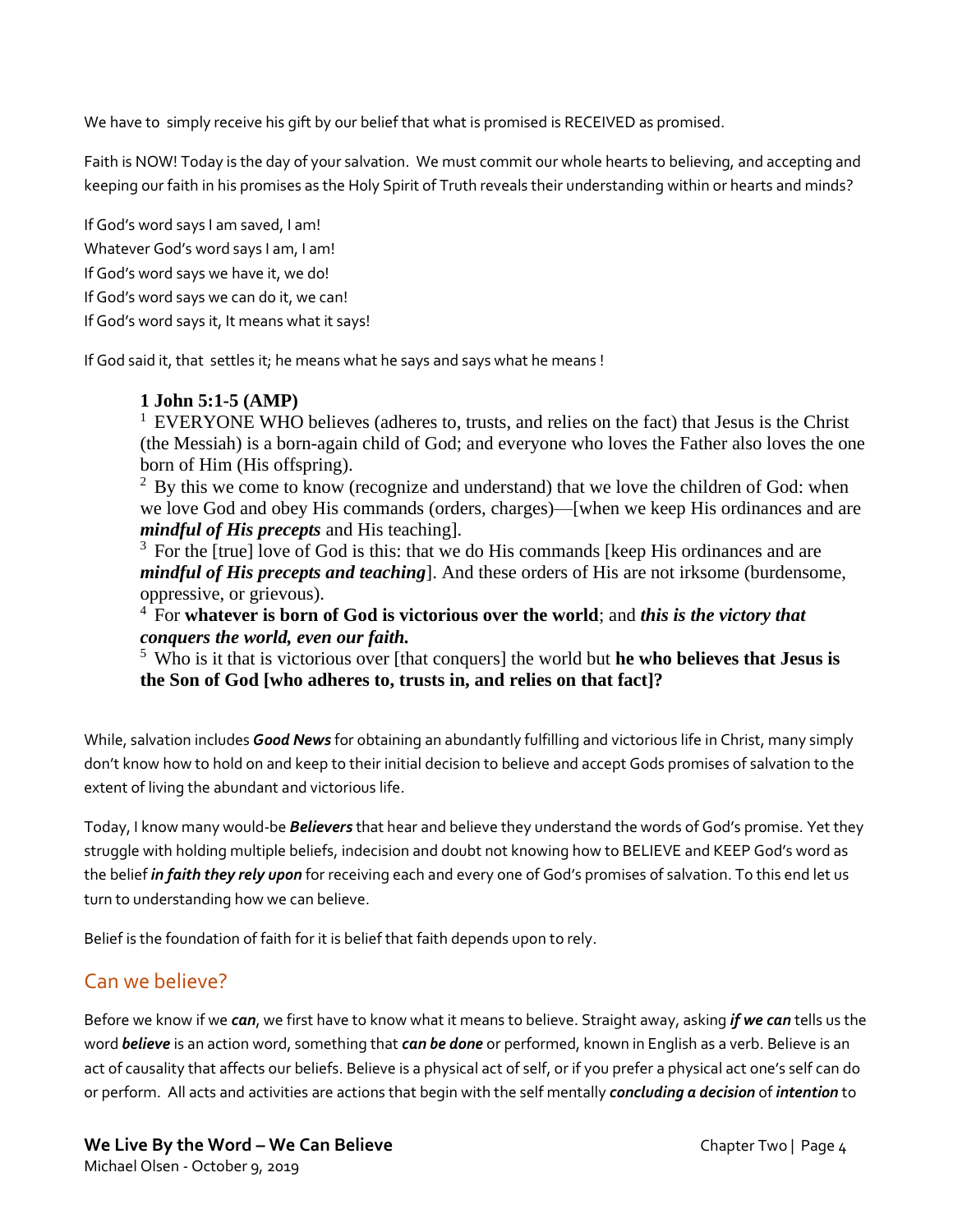We have to simply receive his gift by our belief that what is promised is RECEIVED as promised.

Faith is NOW! Today is the day of your salvation. We must commit our whole hearts to believing, and accepting and keeping our faith in his promises as the Holy Spirit of Truth reveals their understanding within or hearts and minds?

If God's word says I am saved, I am!
Whatever God's word says I am, I am!
If God's word says we have it, we do!
If God's word says we can do it, we can!
If God's word says it, It means what it says!

If God said it, that settles it; he means what he says and says what he means !

> **1 John 5:1-5 (AMP)**
>
> [1] EVERYONE WHO believes (adheres to, trusts, and relies on the fact) that Jesus is the Christ (the Messiah) is a born-again child of God; and everyone who loves the Father also loves the one born of Him (His offspring).
>
> [2] By this we come to know (recognize and understand) that we love the children of God: when we love God and obey His commands (orders, charges)—[when we keep His ordinances and are ***mindful of His precepts*** and His teaching].
>
> [3] For the [true] love of God is this: that we do His commands [keep His ordinances and are ***mindful of His precepts and teaching***]. And these orders of His are not irksome (burdensome, oppressive, or grievous).
>
> [4] For **whatever is born of God is victorious over the world**; and ***this is the victory that conquers the world, even our faith.***
>
> [5] Who is it that is victorious over [that conquers] the world but **he who believes that Jesus is the Son of God [who adheres to, trusts in, and relies on that fact]?**

While, salvation includes ***Good News*** for obtaining an abundantly fulfilling and victorious life in Christ, many simply don't know how to hold on and keep to their initial decision to believe and accept Gods promises of salvation to the extent of living the abundant and victorious life.

Today, I know many would-be ***Believers*** that hear and believe they understand the words of God's promise. Yet they struggle with holding multiple beliefs, indecision and doubt not knowing how to BELIEVE and KEEP God's word as the belief ***in faith they rely upon*** for receiving each and every one of God's promises of salvation. To this end let us turn to understanding how we can believe.

Belief is the foundation of faith for it is belief that faith depends upon to rely.

## Can we believe?

Before we know if we ***can***, we first have to know what it means to believe. Straight away, asking ***if we can*** tells us the word ***believe*** is an action word, something that ***can be done*** or performed, known in English as a verb. Believe is an act of causality that affects our beliefs. Believe is a physical act of self, or if you prefer a physical act one's self can do or perform. All acts and activities are actions that begin with the self mentally ***concluding a decision*** of ***intention*** to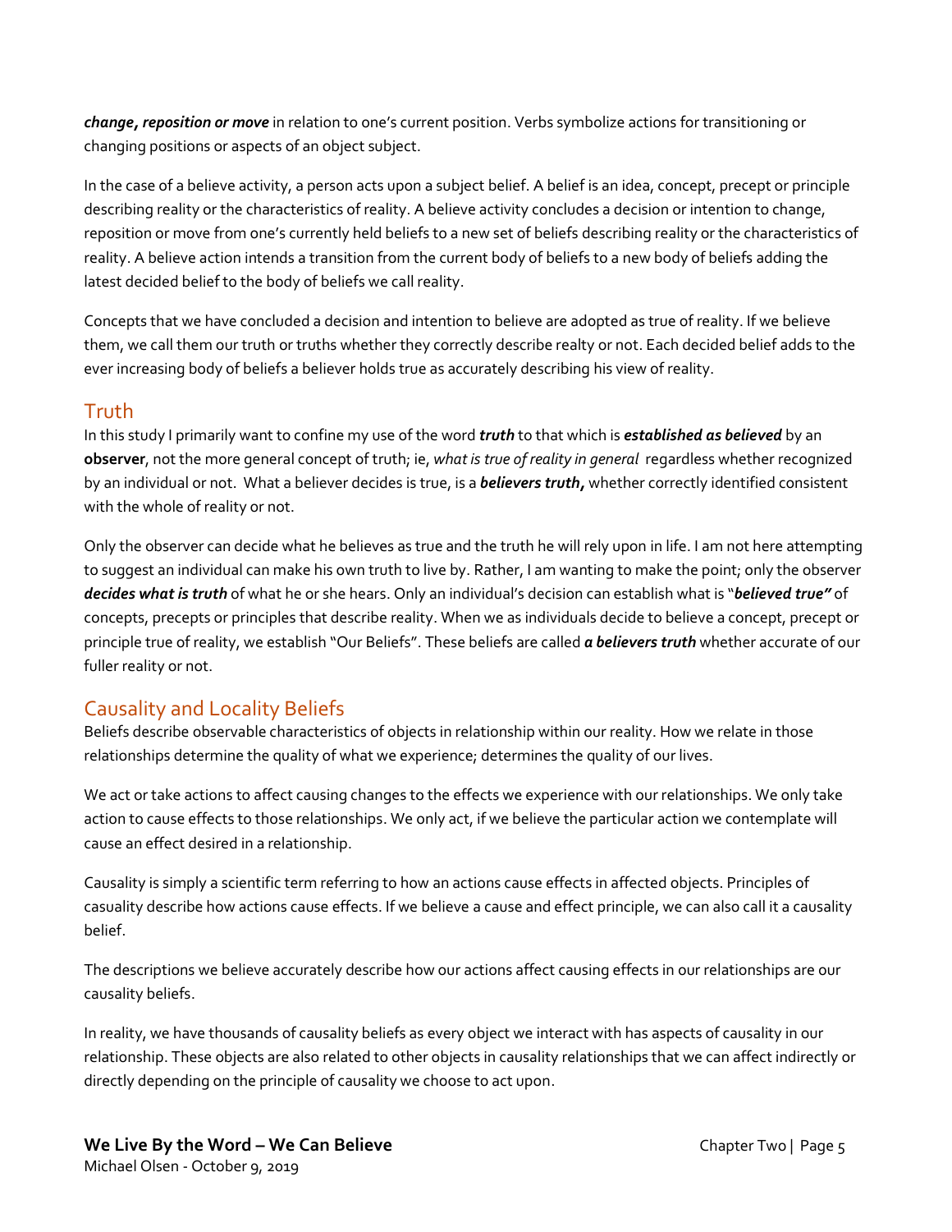***change, reposition or move*** in relation to one's current position. Verbs symbolize actions for transitioning or changing positions or aspects of an object subject.

In the case of a believe activity, a person acts upon a subject belief. A belief is an idea, concept, precept or principle describing reality or the characteristics of reality. A believe activity concludes a decision or intention to change, reposition or move from one's currently held beliefs to a new set of beliefs describing reality or the characteristics of reality. A believe action intends a transition from the current body of beliefs to a new body of beliefs adding the latest decided belief to the body of beliefs we call reality.

Concepts that we have concluded a decision and intention to believe are adopted as true of reality. If we believe them, we call them our truth or truths whether they correctly describe realty or not. Each decided belief adds to the ever increasing body of beliefs a believer holds true as accurately describing his view of reality.

## Truth

In this study I primarily want to confine my use of the word ***truth*** to that which is ***established as believed*** by an **observer**, not the more general concept of truth; ie, *what is true of reality in general* regardless whether recognized by an individual or not. What a believer decides is true, is a ***believers truth,*** whether correctly identified consistent with the whole of reality or not.

Only the observer can decide what he believes as true and the truth he will rely upon in life. I am not here attempting to suggest an individual can make his own truth to live by. Rather, I am wanting to make the point; only the observer ***decides what is truth*** of what he or she hears. Only an individual's decision can establish what is "***believed true"*** of concepts, precepts or principles that describe reality. When we as individuals decide to believe a concept, precept or principle true of reality, we establish "Our Beliefs". These beliefs are called ***a believers truth*** whether accurate of our fuller reality or not.

## Causality and Locality Beliefs

Beliefs describe observable characteristics of objects in relationship within our reality. How we relate in those relationships determine the quality of what we experience; determines the quality of our lives.

We act or take actions to affect causing changes to the effects we experience with our relationships. We only take action to cause effects to those relationships. We only act, if we believe the particular action we contemplate will cause an effect desired in a relationship.

Causality is simply a scientific term referring to how an actions cause effects in affected objects. Principles of casuality describe how actions cause effects. If we believe a cause and effect principle, we can also call it a causality belief.

The descriptions we believe accurately describe how our actions affect causing effects in our relationships are our causality beliefs.

In reality, we have thousands of causality beliefs as every object we interact with has aspects of causality in our relationship. These objects are also related to other objects in causality relationships that we can affect indirectly or directly depending on the principle of causality we choose to act upon.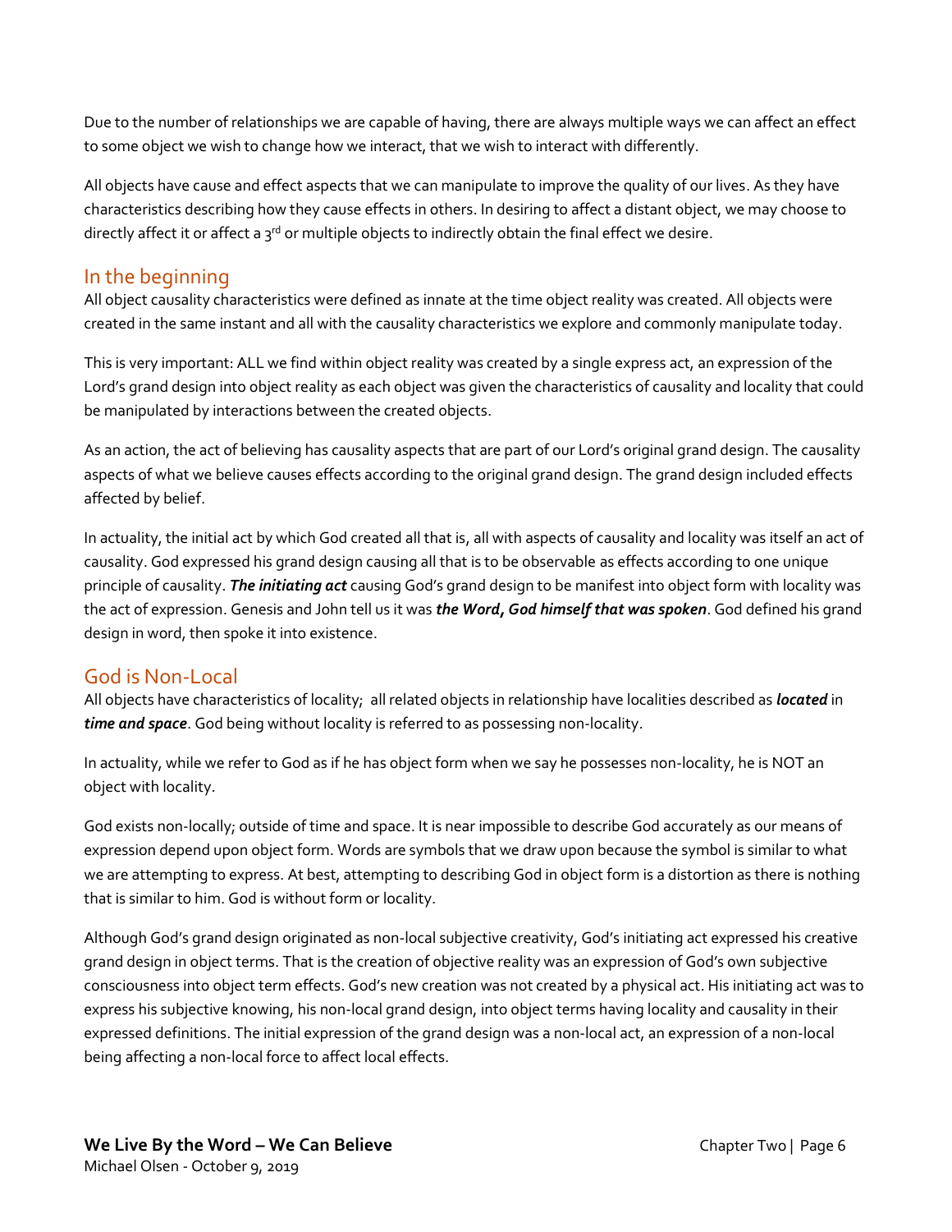Due to the number of relationships we are capable of having, there are always multiple ways we can affect an effect to some object we wish to change how we interact, that we wish to interact with differently.

All objects have cause and effect aspects that we can manipulate to improve the quality of our lives. As they have characteristics describing how they cause effects in others. In desiring to affect a distant object, we may choose to directly affect it or affect a 3rd or multiple objects to indirectly obtain the final effect we desire.

## In the beginning

All object causality characteristics were defined as innate at the time object reality was created. All objects were created in the same instant and all with the causality characteristics we explore and commonly manipulate today.

This is very important: ALL we find within object reality was created by a single express act, an expression of the Lord's grand design into object reality as each object was given the characteristics of causality and locality that could be manipulated by interactions between the created objects.

As an action, the act of believing has causality aspects that are part of our Lord's original grand design. The causality aspects of what we believe causes effects according to the original grand design. The grand design included effects affected by belief.

In actuality, the initial act by which God created all that is, all with aspects of causality and locality was itself an act of causality. God expressed his grand design causing all that is to be observable as effects according to one unique principle of causality. ***The initiating act*** causing God's grand design to be manifest into object form with locality was the act of expression. Genesis and John tell us it was ***the Word, God himself that was spoken***. God defined his grand design in word, then spoke it into existence.

## God is Non-Local

All objects have characteristics of locality; all related objects in relationship have localities described as ***located*** in ***time and space***. God being without locality is referred to as possessing non-locality.

In actuality, while we refer to God as if he has object form when we say he possesses non-locality, he is NOT an object with locality.

God exists non-locally; outside of time and space. It is near impossible to describe God accurately as our means of expression depend upon object form. Words are symbols that we draw upon because the symbol is similar to what we are attempting to express. At best, attempting to describing God in object form is a distortion as there is nothing that is similar to him. God is without form or locality.

Although God's grand design originated as non-local subjective creativity, God's initiating act expressed his creative grand design in object terms. That is the creation of objective reality was an expression of God's own subjective consciousness into object term effects. God's new creation was not created by a physical act. His initiating act was to express his subjective knowing, his non-local grand design, into object terms having locality and causality in their expressed definitions. The initial expression of the grand design was a non-local act, an expression of a non-local being affecting a non-local force to affect local effects.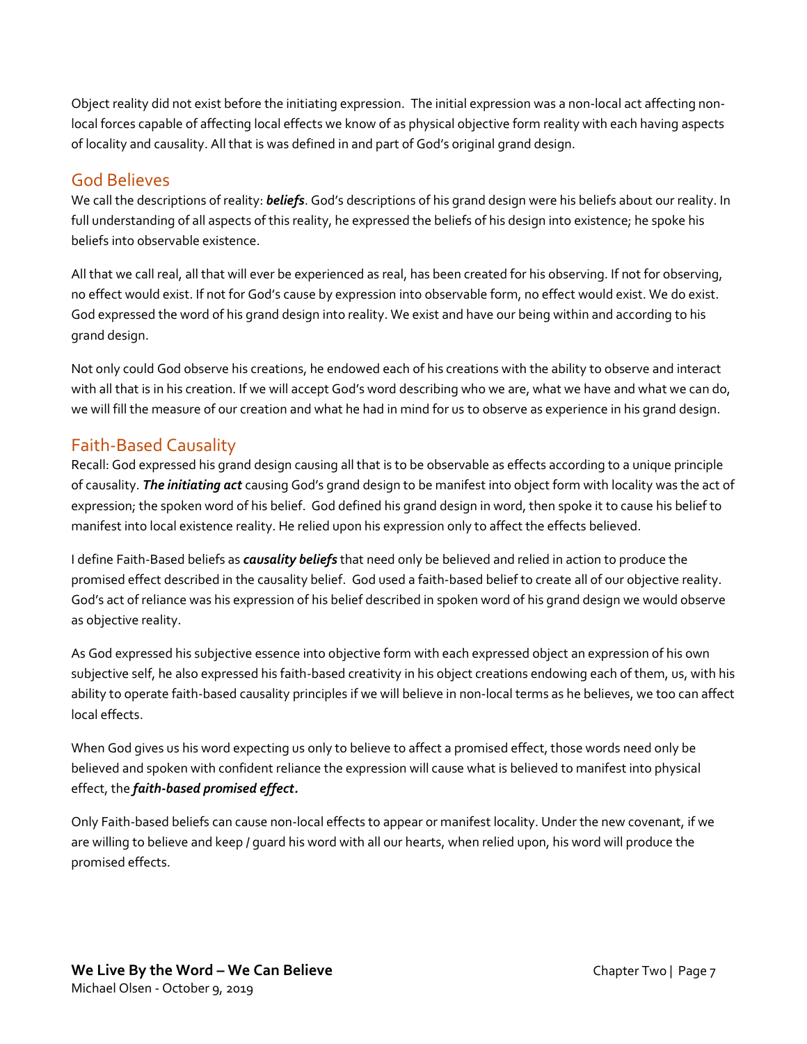Object reality did not exist before the initiating expression. The initial expression was a non-local act affecting non-local forces capable of affecting local effects we know of as physical objective form reality with each having aspects of locality and causality. All that is was defined in and part of God's original grand design.

## God Believes

We call the descriptions of reality: ***beliefs***. God's descriptions of his grand design were his beliefs about our reality. In full understanding of all aspects of this reality, he expressed the beliefs of his design into existence; he spoke his beliefs into observable existence.

All that we call real, all that will ever be experienced as real, has been created for his observing. If not for observing, no effect would exist. If not for God's cause by expression into observable form, no effect would exist. We do exist. God expressed the word of his grand design into reality. We exist and have our being within and according to his grand design.

Not only could God observe his creations, he endowed each of his creations with the ability to observe and interact with all that is in his creation. If we will accept God's word describing who we are, what we have and what we can do, we will fill the measure of our creation and what he had in mind for us to observe as experience in his grand design.

## Faith-Based Causality

Recall: God expressed his grand design causing all that is to be observable as effects according to a unique principle of causality. ***The initiating act*** causing God's grand design to be manifest into object form with locality was the act of expression; the spoken word of his belief. God defined his grand design in word, then spoke it to cause his belief to manifest into local existence reality. He relied upon his expression only to affect the effects believed.

I define Faith-Based beliefs as ***causality beliefs*** that need only be believed and relied in action to produce the promised effect described in the causality belief. God used a faith-based belief to create all of our objective reality. God's act of reliance was his expression of his belief described in spoken word of his grand design we would observe as objective reality.

As God expressed his subjective essence into objective form with each expressed object an expression of his own subjective self, he also expressed his faith-based creativity in his object creations endowing each of them, us, with his ability to operate faith-based causality principles if we will believe in non-local terms as he believes, we too can affect local effects.

When God gives us his word expecting us only to believe to affect a promised effect, those words need only be believed and spoken with confident reliance the expression will cause what is believed to manifest into physical effect, the ***faith-based promised effect.***

Only Faith-based beliefs can cause non-local effects to appear or manifest locality. Under the new covenant, if we are willing to believe and keep / guard his word with all our hearts, when relied upon, his word will produce the promised effects.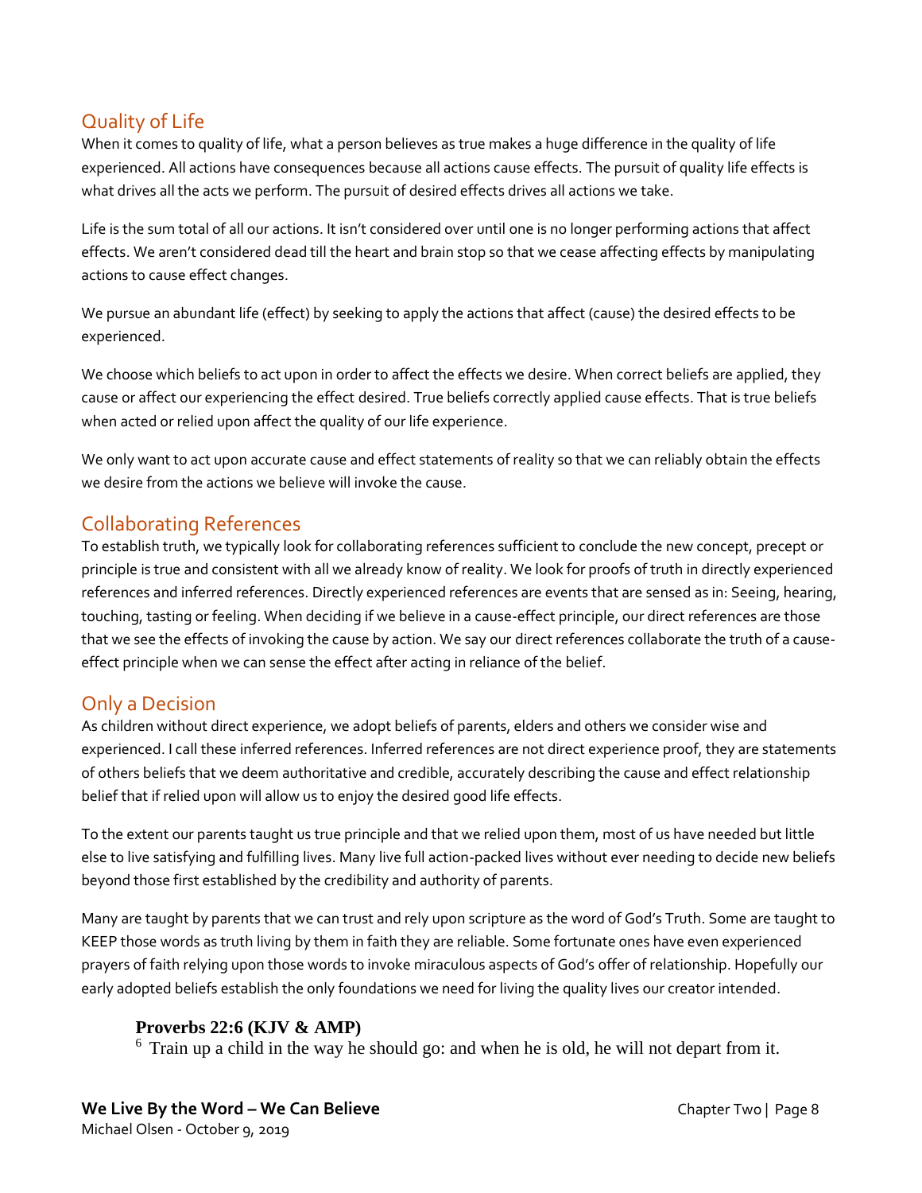## Quality of Life

When it comes to quality of life, what a person believes as true makes a huge difference in the quality of life experienced. All actions have consequences because all actions cause effects. The pursuit of quality life effects is what drives all the acts we perform. The pursuit of desired effects drives all actions we take.

Life is the sum total of all our actions. It isn't considered over until one is no longer performing actions that affect effects. We aren't considered dead till the heart and brain stop so that we cease affecting effects by manipulating actions to cause effect changes.

We pursue an abundant life (effect) by seeking to apply the actions that affect (cause) the desired effects to be experienced.

We choose which beliefs to act upon in order to affect the effects we desire. When correct beliefs are applied, they cause or affect our experiencing the effect desired. True beliefs correctly applied cause effects. That is true beliefs when acted or relied upon affect the quality of our life experience.

We only want to act upon accurate cause and effect statements of reality so that we can reliably obtain the effects we desire from the actions we believe will invoke the cause.

## Collaborating References

To establish truth, we typically look for collaborating references sufficient to conclude the new concept, precept or principle is true and consistent with all we already know of reality. We look for proofs of truth in directly experienced references and inferred references. Directly experienced references are events that are sensed as in: Seeing, hearing, touching, tasting or feeling. When deciding if we believe in a cause-effect principle, our direct references are those that we see the effects of invoking the cause by action. We say our direct references collaborate the truth of a cause-effect principle when we can sense the effect after acting in reliance of the belief.

## Only a Decision

As children without direct experience, we adopt beliefs of parents, elders and others we consider wise and experienced. I call these inferred references. Inferred references are not direct experience proof, they are statements of others beliefs that we deem authoritative and credible, accurately describing the cause and effect relationship belief that if relied upon will allow us to enjoy the desired good life effects.

To the extent our parents taught us true principle and that we relied upon them, most of us have needed but little else to live satisfying and fulfilling lives. Many live full action-packed lives without ever needing to decide new beliefs beyond those first established by the credibility and authority of parents.

Many are taught by parents that we can trust and rely upon scripture as the word of God's Truth. Some are taught to KEEP those words as truth living by them in faith they are reliable. Some fortunate ones have even experienced prayers of faith relying upon those words to invoke miraculous aspects of God's offer of relationship. Hopefully our early adopted beliefs establish the only foundations we need for living the quality lives our creator intended.

> **Proverbs 22:6 (KJV & AMP)**
> [6] Train up a child in the way he should go: and when he is old, he will not depart from it.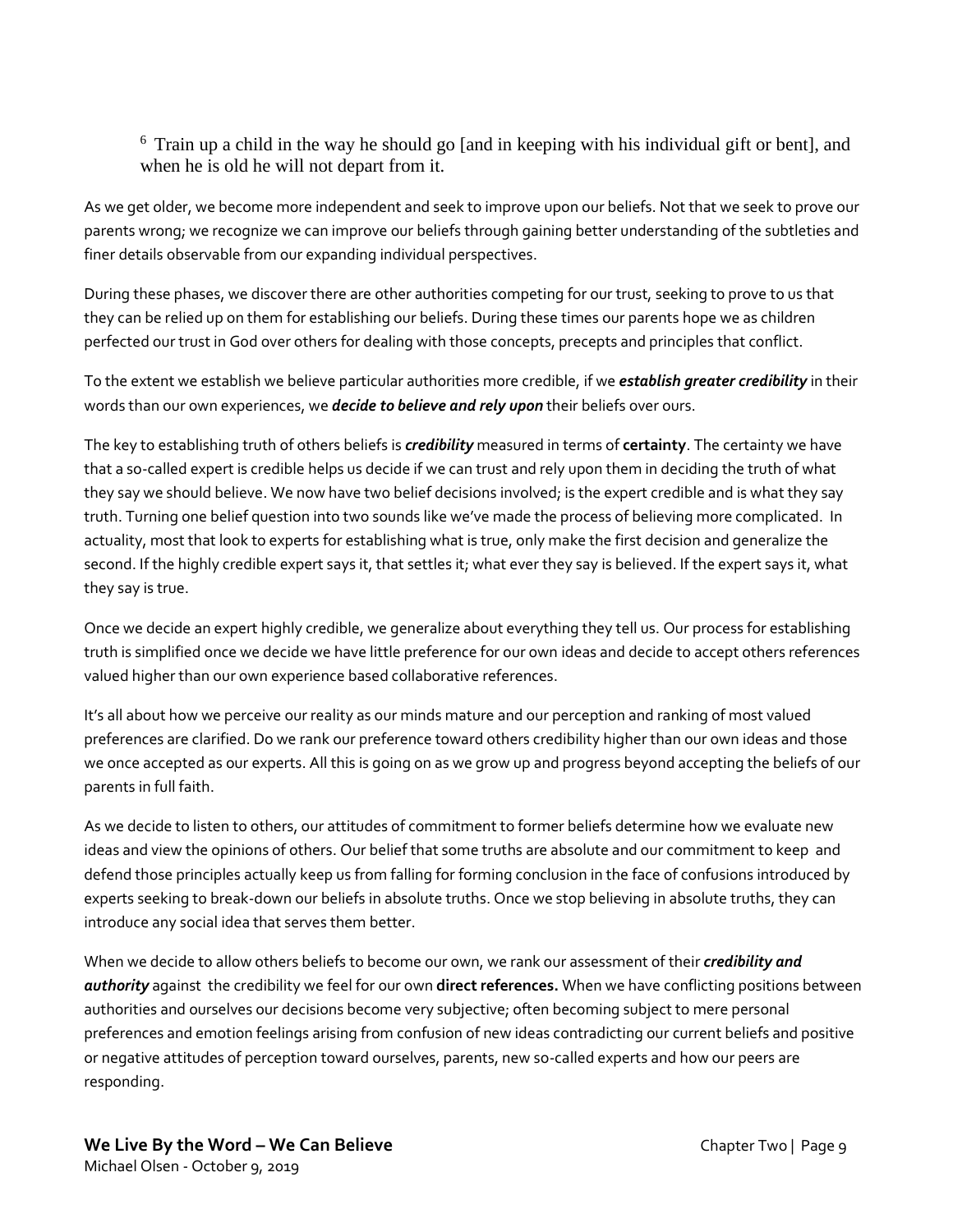[6] Train up a child in the way he should go [and in keeping with his individual gift or bent], and when he is old he will not depart from it.

As we get older, we become more independent and seek to improve upon our beliefs. Not that we seek to prove our parents wrong; we recognize we can improve our beliefs through gaining better understanding of the subtleties and finer details observable from our expanding individual perspectives.

During these phases, we discover there are other authorities competing for our trust, seeking to prove to us that they can be relied up on them for establishing our beliefs. During these times our parents hope we as children perfected our trust in God over others for dealing with those concepts, precepts and principles that conflict.

To the extent we establish we believe particular authorities more credible, if we ***establish greater credibility*** in their words than our own experiences, we ***decide to believe and rely upon*** their beliefs over ours.

The key to establishing truth of others beliefs is ***credibility*** measured in terms of **certainty**. The certainty we have that a so-called expert is credible helps us decide if we can trust and rely upon them in deciding the truth of what they say we should believe. We now have two belief decisions involved; is the expert credible and is what they say truth. Turning one belief question into two sounds like we've made the process of believing more complicated. In actuality, most that look to experts for establishing what is true, only make the first decision and generalize the second. If the highly credible expert says it, that settles it; what ever they say is believed. If the expert says it, what they say is true.

Once we decide an expert highly credible, we generalize about everything they tell us. Our process for establishing truth is simplified once we decide we have little preference for our own ideas and decide to accept others references valued higher than our own experience based collaborative references.

It's all about how we perceive our reality as our minds mature and our perception and ranking of most valued preferences are clarified. Do we rank our preference toward others credibility higher than our own ideas and those we once accepted as our experts. All this is going on as we grow up and progress beyond accepting the beliefs of our parents in full faith.

As we decide to listen to others, our attitudes of commitment to former beliefs determine how we evaluate new ideas and view the opinions of others. Our belief that some truths are absolute and our commitment to keep and defend those principles actually keep us from falling for forming conclusion in the face of confusions introduced by experts seeking to break-down our beliefs in absolute truths. Once we stop believing in absolute truths, they can introduce any social idea that serves them better.

When we decide to allow others beliefs to become our own, we rank our assessment of their ***credibility and authority*** against the credibility we feel for our own **direct references.** When we have conflicting positions between authorities and ourselves our decisions become very subjective; often becoming subject to mere personal preferences and emotion feelings arising from confusion of new ideas contradicting our current beliefs and positive or negative attitudes of perception toward ourselves, parents, new so-called experts and how our peers are responding.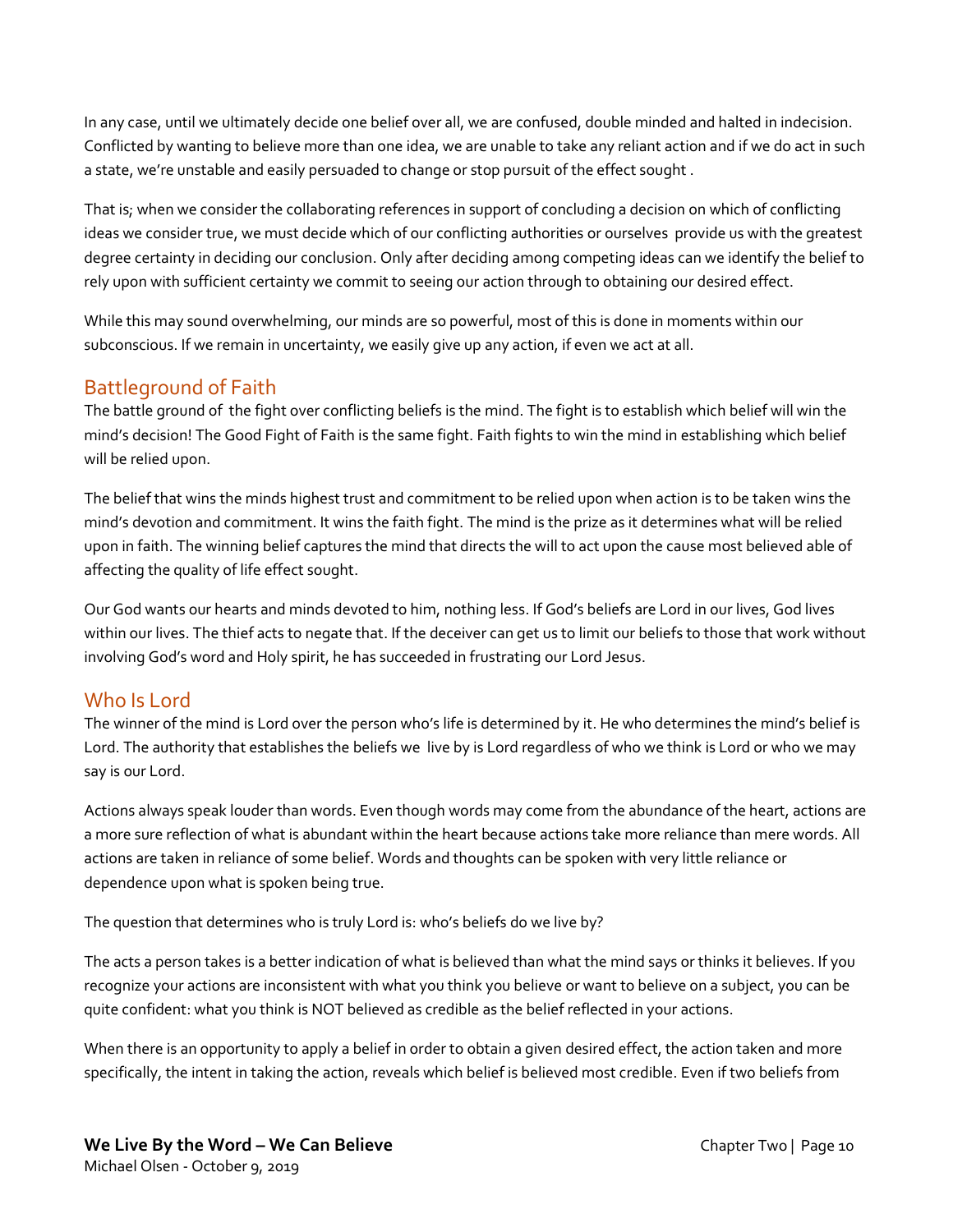In any case, until we ultimately decide one belief over all, we are confused, double minded and halted in indecision. Conflicted by wanting to believe more than one idea, we are unable to take any reliant action and if we do act in such a state, we're unstable and easily persuaded to change or stop pursuit of the effect sought .

That is; when we consider the collaborating references in support of concluding a decision on which of conflicting ideas we consider true, we must decide which of our conflicting authorities or ourselves provide us with the greatest degree certainty in deciding our conclusion. Only after deciding among competing ideas can we identify the belief to rely upon with sufficient certainty we commit to seeing our action through to obtaining our desired effect.

While this may sound overwhelming, our minds are so powerful, most of this is done in moments within our subconscious. If we remain in uncertainty, we easily give up any action, if even we act at all.

## Battleground of Faith

The battle ground of the fight over conflicting beliefs is the mind. The fight is to establish which belief will win the mind's decision! The Good Fight of Faith is the same fight. Faith fights to win the mind in establishing which belief will be relied upon.

The belief that wins the minds highest trust and commitment to be relied upon when action is to be taken wins the mind's devotion and commitment. It wins the faith fight. The mind is the prize as it determines what will be relied upon in faith. The winning belief captures the mind that directs the will to act upon the cause most believed able of affecting the quality of life effect sought.

Our God wants our hearts and minds devoted to him, nothing less. If God's beliefs are Lord in our lives, God lives within our lives. The thief acts to negate that. If the deceiver can get us to limit our beliefs to those that work without involving God's word and Holy spirit, he has succeeded in frustrating our Lord Jesus.

## Who Is Lord

The winner of the mind is Lord over the person who's life is determined by it. He who determines the mind's belief is Lord. The authority that establishes the beliefs we live by is Lord regardless of who we think is Lord or who we may say is our Lord.

Actions always speak louder than words. Even though words may come from the abundance of the heart, actions are a more sure reflection of what is abundant within the heart because actions take more reliance than mere words. All actions are taken in reliance of some belief. Words and thoughts can be spoken with very little reliance or dependence upon what is spoken being true.

The question that determines who is truly Lord is: who's beliefs do we live by?

The acts a person takes is a better indication of what is believed than what the mind says or thinks it believes. If you recognize your actions are inconsistent with what you think you believe or want to believe on a subject, you can be quite confident: what you think is NOT believed as credible as the belief reflected in your actions.

When there is an opportunity to apply a belief in order to obtain a given desired effect, the action taken and more specifically, the intent in taking the action, reveals which belief is believed most credible. Even if two beliefs from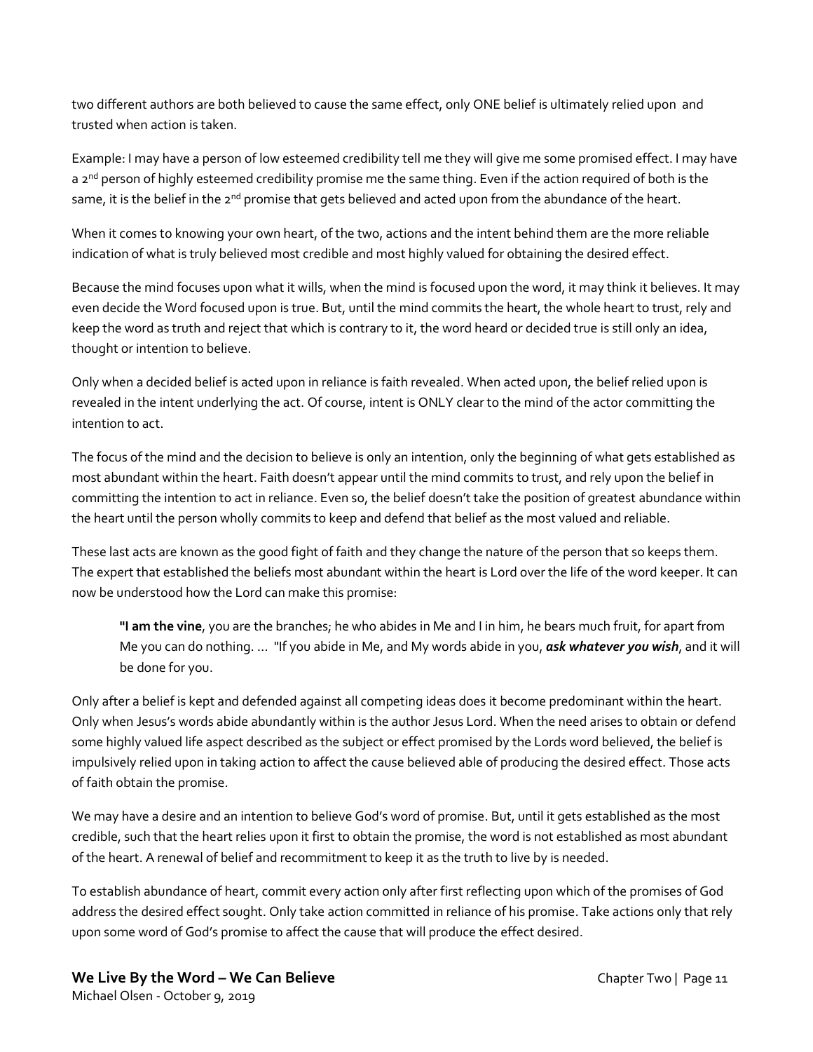two different authors are both believed to cause the same effect, only ONE belief is ultimately relied upon and trusted when action is taken.

Example: I may have a person of low esteemed credibility tell me they will give me some promised effect. I may have a 2nd person of highly esteemed credibility promise me the same thing. Even if the action required of both is the same, it is the belief in the 2nd promise that gets believed and acted upon from the abundance of the heart.

When it comes to knowing your own heart, of the two, actions and the intent behind them are the more reliable indication of what is truly believed most credible and most highly valued for obtaining the desired effect.

Because the mind focuses upon what it wills, when the mind is focused upon the word, it may think it believes. It may even decide the Word focused upon is true. But, until the mind commits the heart, the whole heart to trust, rely and keep the word as truth and reject that which is contrary to it, the word heard or decided true is still only an idea, thought or intention to believe.

Only when a decided belief is acted upon in reliance is faith revealed. When acted upon, the belief relied upon is revealed in the intent underlying the act. Of course, intent is ONLY clear to the mind of the actor committing the intention to act.

The focus of the mind and the decision to believe is only an intention, only the beginning of what gets established as most abundant within the heart. Faith doesn't appear until the mind commits to trust, and rely upon the belief in committing the intention to act in reliance. Even so, the belief doesn't take the position of greatest abundance within the heart until the person wholly commits to keep and defend that belief as the most valued and reliable.

These last acts are known as the good fight of faith and they change the nature of the person that so keeps them. The expert that established the beliefs most abundant within the heart is Lord over the life of the word keeper. It can now be understood how the Lord can make this promise:

> **"I am the vine**, you are the branches; he who abides in Me and I in him, he bears much fruit, for apart from Me you can do nothing. … "If you abide in Me, and My words abide in you, ***ask whatever you wish***, and it will be done for you.

Only after a belief is kept and defended against all competing ideas does it become predominant within the heart. Only when Jesus's words abide abundantly within is the author Jesus Lord. When the need arises to obtain or defend some highly valued life aspect described as the subject or effect promised by the Lords word believed, the belief is impulsively relied upon in taking action to affect the cause believed able of producing the desired effect. Those acts of faith obtain the promise.

We may have a desire and an intention to believe God's word of promise. But, until it gets established as the most credible, such that the heart relies upon it first to obtain the promise, the word is not established as most abundant of the heart. A renewal of belief and recommitment to keep it as the truth to live by is needed.

To establish abundance of heart, commit every action only after first reflecting upon which of the promises of God address the desired effect sought. Only take action committed in reliance of his promise. Take actions only that rely upon some word of God's promise to affect the cause that will produce the effect desired.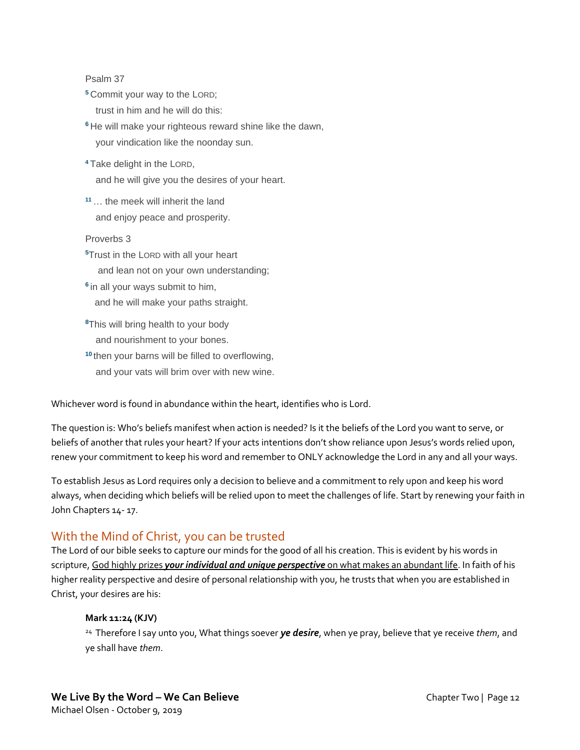Psalm 37

[5] Commit your way to the LORD;
trust in him and he will do this:

[6] He will make your righteous reward shine like the dawn,
your vindication like the noonday sun.

[4] Take delight in the LORD,
and he will give you the desires of your heart.

[11] … the meek will inherit the land
and enjoy peace and prosperity.

Proverbs 3

[5] Trust in the LORD with all your heart
and lean not on your own understanding;

[6] in all your ways submit to him,
and he will make your paths straight.

[8] This will bring health to your body
and nourishment to your bones.

[10] then your barns will be filled to overflowing,
and your vats will brim over with new wine.

Whichever word is found in abundance within the heart, identifies who is Lord.

The question is: Who's beliefs manifest when action is needed? Is it the beliefs of the Lord you want to serve, or beliefs of another that rules your heart? If your acts intentions don't show reliance upon Jesus's words relied upon, renew your commitment to keep his word and remember to ONLY acknowledge the Lord in any and all your ways.

To establish Jesus as Lord requires only a decision to believe and a commitment to rely upon and keep his word always, when deciding which beliefs will be relied upon to meet the challenges of life. Start by renewing your faith in John Chapters 14- 17.

## With the Mind of Christ, you can be trusted

The Lord of our bible seeks to capture our minds for the good of all his creation. This is evident by his words in scripture, God highly prizes ***your individual and unique perspective*** on what makes an abundant life. In faith of his higher reality perspective and desire of personal relationship with you, he trusts that when you are established in Christ, your desires are his:

**Mark 11:24 (KJV)**

[24] Therefore I say unto you, What things soever ***ye desire***, when ye pray, believe that ye receive *them*, and ye shall have *them*.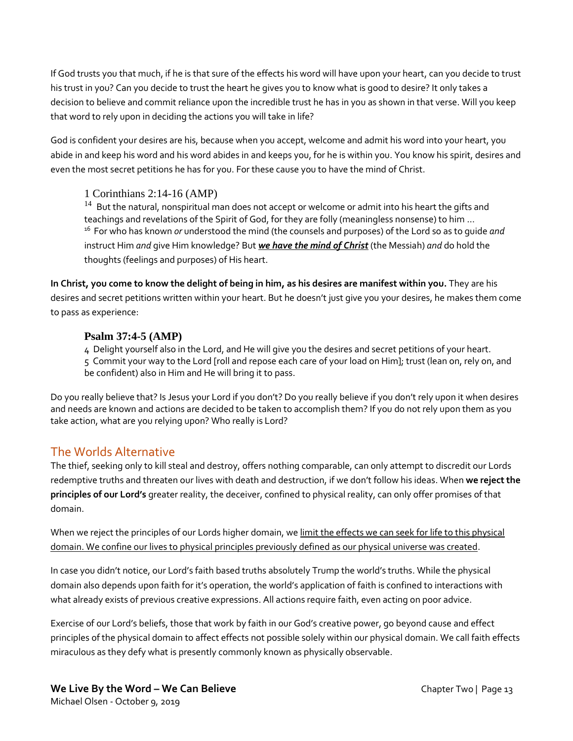If God trusts you that much, if he is that sure of the effects his word will have upon your heart, can you decide to trust his trust in you? Can you decide to trust the heart he gives you to know what is good to desire? It only takes a decision to believe and commit reliance upon the incredible trust he has in you as shown in that verse. Will you keep that word to rely upon in deciding the actions you will take in life?

God is confident your desires are his, because when you accept, welcome and admit his word into your heart, you abide in and keep his word and his word abides in and keeps you, for he is within you. You know his spirit, desires and even the most secret petitions he has for you. For these cause you to have the mind of Christ.

> 1 Corinthians 2:14-16 (AMP)
>
> 14 But the natural, nonspiritual man does not accept or welcome or admit into his heart the gifts and teachings and revelations of the Spirit of God, for they are folly (meaningless nonsense) to him …
> 16 For who has known *or* understood the mind (the counsels and purposes) of the Lord so as to guide *and* instruct Him *and* give Him knowledge? But ***we have the mind of Christ*** (the Messiah) *and* do hold the thoughts (feelings and purposes) of His heart.

**In Christ, you come to know the delight of being in him, as his desires are manifest within you.** They are his desires and secret petitions written within your heart. But he doesn't just give you your desires, he makes them come to pass as experience:

> **Psalm 37:4-5 (AMP)**
>
> 4 Delight yourself also in the Lord, and He will give you the desires and secret petitions of your heart.
> 5 Commit your way to the Lord [roll and repose each care of your load on Him]; trust (lean on, rely on, and be confident) also in Him and He will bring it to pass.

Do you really believe that? Is Jesus your Lord if you don't? Do you really believe if you don't rely upon it when desires and needs are known and actions are decided to be taken to accomplish them? If you do not rely upon them as you take action, what are you relying upon? Who really is Lord?

## The Worlds Alternative

The thief, seeking only to kill steal and destroy, offers nothing comparable, can only attempt to discredit our Lords redemptive truths and threaten our lives with death and destruction, if we don't follow his ideas. When **we reject the principles of our Lord's** greater reality, the deceiver, confined to physical reality, can only offer promises of that domain.

When we reject the principles of our Lords higher domain, we limit the effects we can seek for life to this physical domain. We confine our lives to physical principles previously defined as our physical universe was created.

In case you didn't notice, our Lord's faith based truths absolutely Trump the world's truths. While the physical domain also depends upon faith for it's operation, the world's application of faith is confined to interactions with what already exists of previous creative expressions. All actions require faith, even acting on poor advice.

Exercise of our Lord's beliefs, those that work by faith in our God's creative power, go beyond cause and effect principles of the physical domain to affect effects not possible solely within our physical domain. We call faith effects miraculous as they defy what is presently commonly known as physically observable.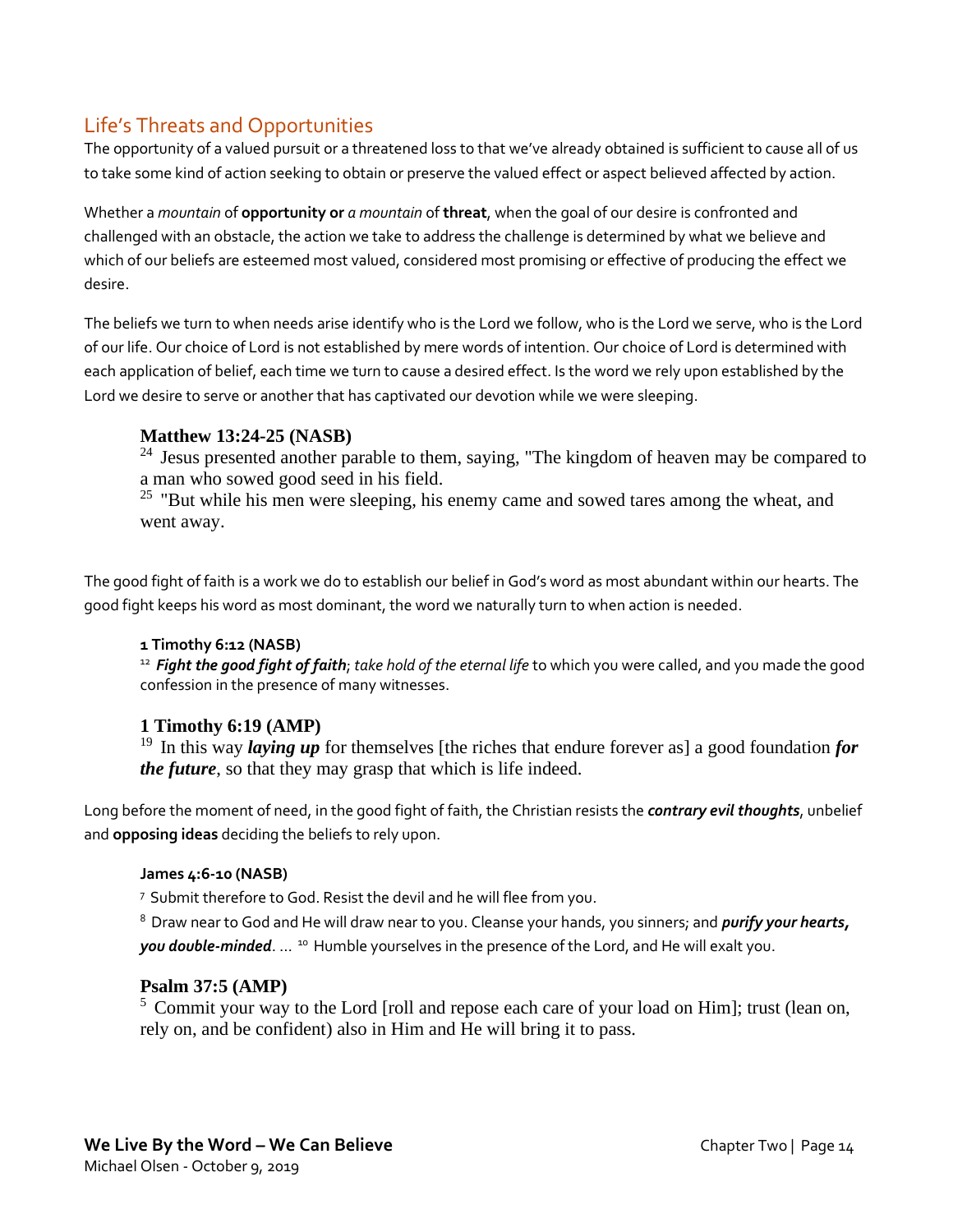## Life's Threats and Opportunities

The opportunity of a valued pursuit or a threatened loss to that we've already obtained is sufficient to cause all of us to take some kind of action seeking to obtain or preserve the valued effect or aspect believed affected by action.

Whether a *mountain* of **opportunity or** *a mountain* of **threat**, when the goal of our desire is confronted and challenged with an obstacle, the action we take to address the challenge is determined by what we believe and which of our beliefs are esteemed most valued, considered most promising or effective of producing the effect we desire.

The beliefs we turn to when needs arise identify who is the Lord we follow, who is the Lord we serve, who is the Lord of our life. Our choice of Lord is not established by mere words of intention. Our choice of Lord is determined with each application of belief, each time we turn to cause a desired effect. Is the word we rely upon established by the Lord we desire to serve or another that has captivated our devotion while we were sleeping.

> **Matthew 13:24-25 (NASB)**
> [24] Jesus presented another parable to them, saying, "The kingdom of heaven may be compared to a man who sowed good seed in his field.
> [25] "But while his men were sleeping, his enemy came and sowed tares among the wheat, and went away.

The good fight of faith is a work we do to establish our belief in God's word as most abundant within our hearts. The good fight keeps his word as most dominant, the word we naturally turn to when action is needed.

> **1 Timothy 6:12 (NASB)**
> [12] ***Fight the good fight of faith***; *take hold of the eternal life* to which you were called, and you made the good confession in the presence of many witnesses.

> **1 Timothy 6:19 (AMP)**
> [19] In this way ***laying up*** for themselves [the riches that endure forever as] a good foundation ***for the future***, so that they may grasp that which is life indeed.

Long before the moment of need, in the good fight of faith, the Christian resists the ***contrary evil thoughts***, unbelief and **opposing ideas** deciding the beliefs to rely upon.

> **James 4:6-10 (NASB)**
> [7] Submit therefore to God. Resist the devil and he will flee from you.
> [8] Draw near to God and He will draw near to you. Cleanse your hands, you sinners; and ***purify your hearts, you double-minded***. ... [10] Humble yourselves in the presence of the Lord, and He will exalt you.

> **Psalm 37:5 (AMP)**
> [5] Commit your way to the Lord [roll and repose each care of your load on Him]; trust (lean on, rely on, and be confident) also in Him and He will bring it to pass.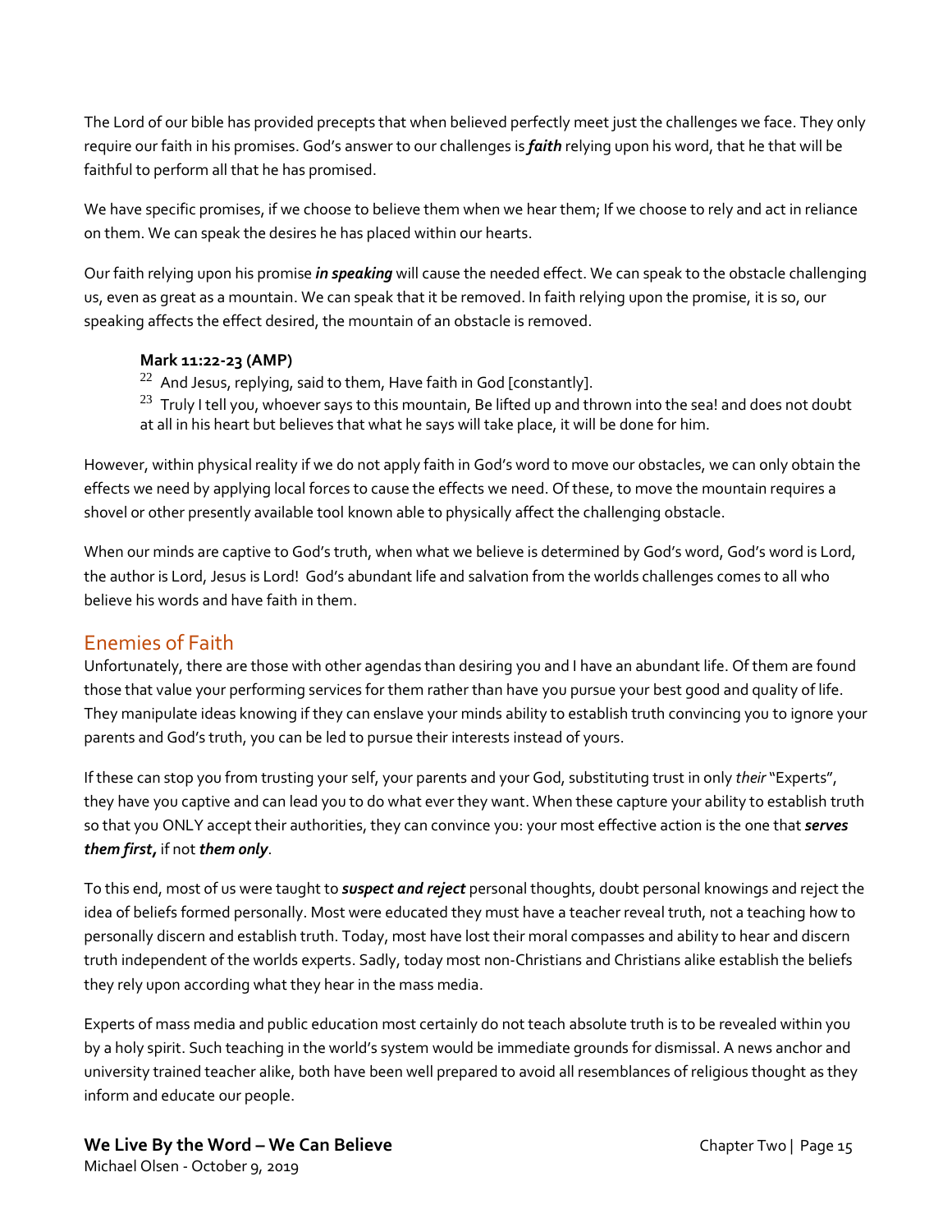The Lord of our bible has provided precepts that when believed perfectly meet just the challenges we face. They only require our faith in his promises. God's answer to our challenges is ***faith*** relying upon his word, that he that will be faithful to perform all that he has promised.

We have specific promises, if we choose to believe them when we hear them; If we choose to rely and act in reliance on them. We can speak the desires he has placed within our hearts.

Our faith relying upon his promise ***in speaking*** will cause the needed effect. We can speak to the obstacle challenging us, even as great as a mountain. We can speak that it be removed. In faith relying upon the promise, it is so, our speaking affects the effect desired, the mountain of an obstacle is removed.

> **Mark 11:22-23 (AMP)**
> 22 And Jesus, replying, said to them, Have faith in God [constantly].
> 23 Truly I tell you, whoever says to this mountain, Be lifted up and thrown into the sea! and does not doubt at all in his heart but believes that what he says will take place, it will be done for him.

However, within physical reality if we do not apply faith in God's word to move our obstacles, we can only obtain the effects we need by applying local forces to cause the effects we need. Of these, to move the mountain requires a shovel or other presently available tool known able to physically affect the challenging obstacle.

When our minds are captive to God's truth, when what we believe is determined by God's word, God's word is Lord, the author is Lord, Jesus is Lord! God's abundant life and salvation from the worlds challenges comes to all who believe his words and have faith in them.

## Enemies of Faith

Unfortunately, there are those with other agendas than desiring you and I have an abundant life. Of them are found those that value your performing services for them rather than have you pursue your best good and quality of life. They manipulate ideas knowing if they can enslave your minds ability to establish truth convincing you to ignore your parents and God's truth, you can be led to pursue their interests instead of yours.

If these can stop you from trusting your self, your parents and your God, substituting trust in only *their* "Experts", they have you captive and can lead you to do what ever they want. When these capture your ability to establish truth so that you ONLY accept their authorities, they can convince you: your most effective action is the one that ***serves them first,*** if not ***them only***.

To this end, most of us were taught to ***suspect and reject*** personal thoughts, doubt personal knowings and reject the idea of beliefs formed personally. Most were educated they must have a teacher reveal truth, not a teaching how to personally discern and establish truth. Today, most have lost their moral compasses and ability to hear and discern truth independent of the worlds experts. Sadly, today most non-Christians and Christians alike establish the beliefs they rely upon according what they hear in the mass media.

Experts of mass media and public education most certainly do not teach absolute truth is to be revealed within you by a holy spirit. Such teaching in the world's system would be immediate grounds for dismissal. A news anchor and university trained teacher alike, both have been well prepared to avoid all resemblances of religious thought as they inform and educate our people.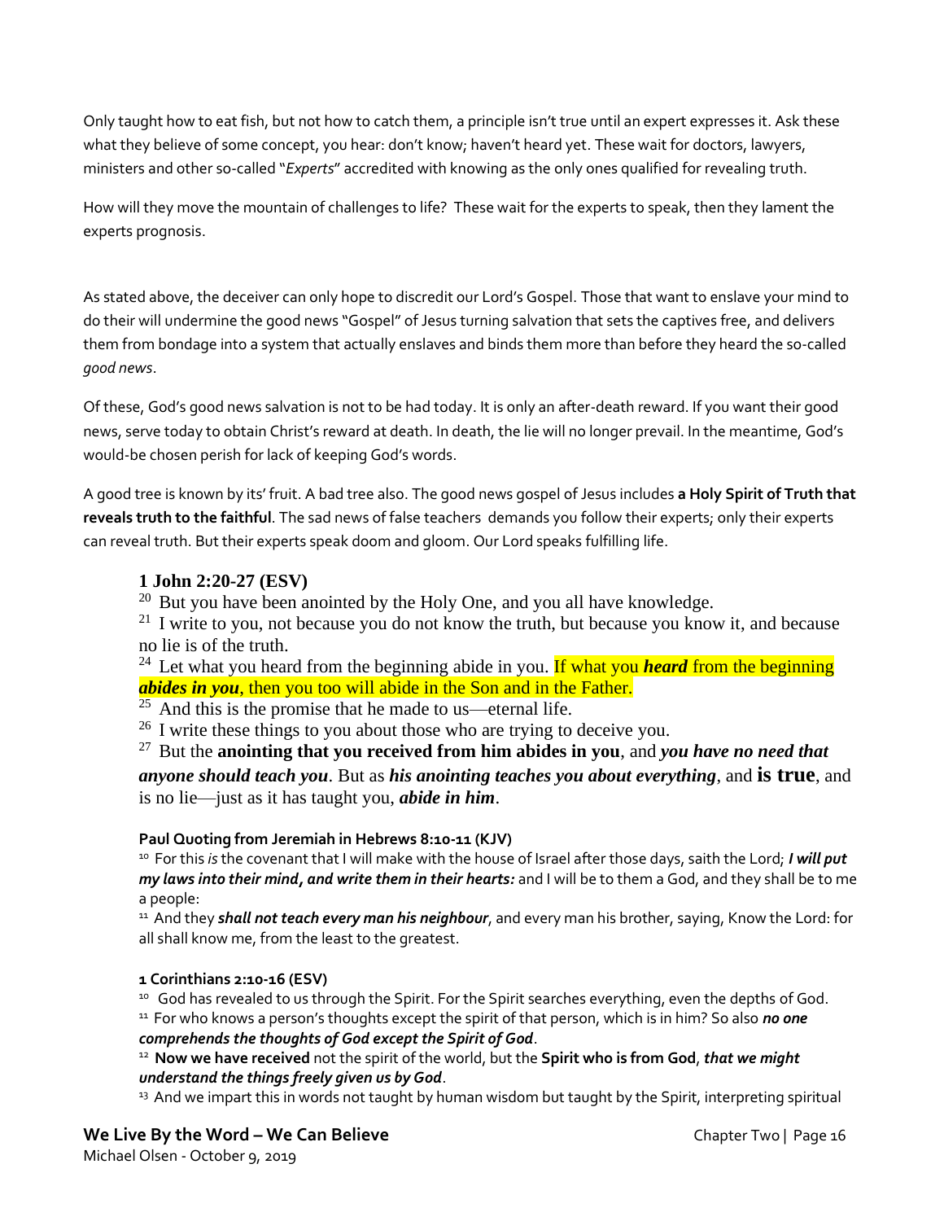Only taught how to eat fish, but not how to catch them, a principle isn't true until an expert expresses it. Ask these what they believe of some concept, you hear: don't know; haven't heard yet. These wait for doctors, lawyers, ministers and other so-called "*Experts*" accredited with knowing as the only ones qualified for revealing truth.

How will they move the mountain of challenges to life? These wait for the experts to speak, then they lament the experts prognosis.

As stated above, the deceiver can only hope to discredit our Lord's Gospel. Those that want to enslave your mind to do their will undermine the good news "Gospel" of Jesus turning salvation that sets the captives free, and delivers them from bondage into a system that actually enslaves and binds them more than before they heard the so-called *good news*.

Of these, God's good news salvation is not to be had today. It is only an after-death reward. If you want their good news, serve today to obtain Christ's reward at death. In death, the lie will no longer prevail. In the meantime, God's would-be chosen perish for lack of keeping God's words.

A good tree is known by its' fruit. A bad tree also. The good news gospel of Jesus includes **a Holy Spirit of Truth that reveals truth to the faithful**. The sad news of false teachers demands you follow their experts; only their experts can reveal truth. But their experts speak doom and gloom. Our Lord speaks fulfilling life.

**1 John 2:20-27 (ESV)**

[20] But you have been anointed by the Holy One, and you all have knowledge.

[21] I write to you, not because you do not know the truth, but because you know it, and because no lie is of the truth.

[24] Let what you heard from the beginning abide in you. If what you ***heard*** from the beginning ***abides in you***, then you too will abide in the Son and in the Father.

[25] And this is the promise that he made to us—eternal life.

[26] I write these things to you about those who are trying to deceive you.

[27] But the **anointing that you received from him abides in you**, and ***you have no need that anyone should teach you***. But as ***his anointing teaches you about everything***, and **is true**, and is no lie—just as it has taught you, ***abide in him***.

**Paul Quoting from Jeremiah in Hebrews 8:10-11 (KJV)**

[10] For this *is* the covenant that I will make with the house of Israel after those days, saith the Lord; ***I will put my laws into their mind, and write them in their hearts:*** and I will be to them a God, and they shall be to me a people:

[11] And they ***shall not teach every man his neighbour***, and every man his brother, saying, Know the Lord: for all shall know me, from the least to the greatest.

**1 Corinthians 2:10-16 (ESV)**

[10] God has revealed to us through the Spirit. For the Spirit searches everything, even the depths of God.

[11] For who knows a person's thoughts except the spirit of that person, which is in him? So also ***no one comprehends the thoughts of God except the Spirit of God***.

[12] **Now we have received** not the spirit of the world, but the **Spirit who is from God**, ***that we might understand the things freely given us by God***.

[13] And we impart this in words not taught by human wisdom but taught by the Spirit, interpreting spiritual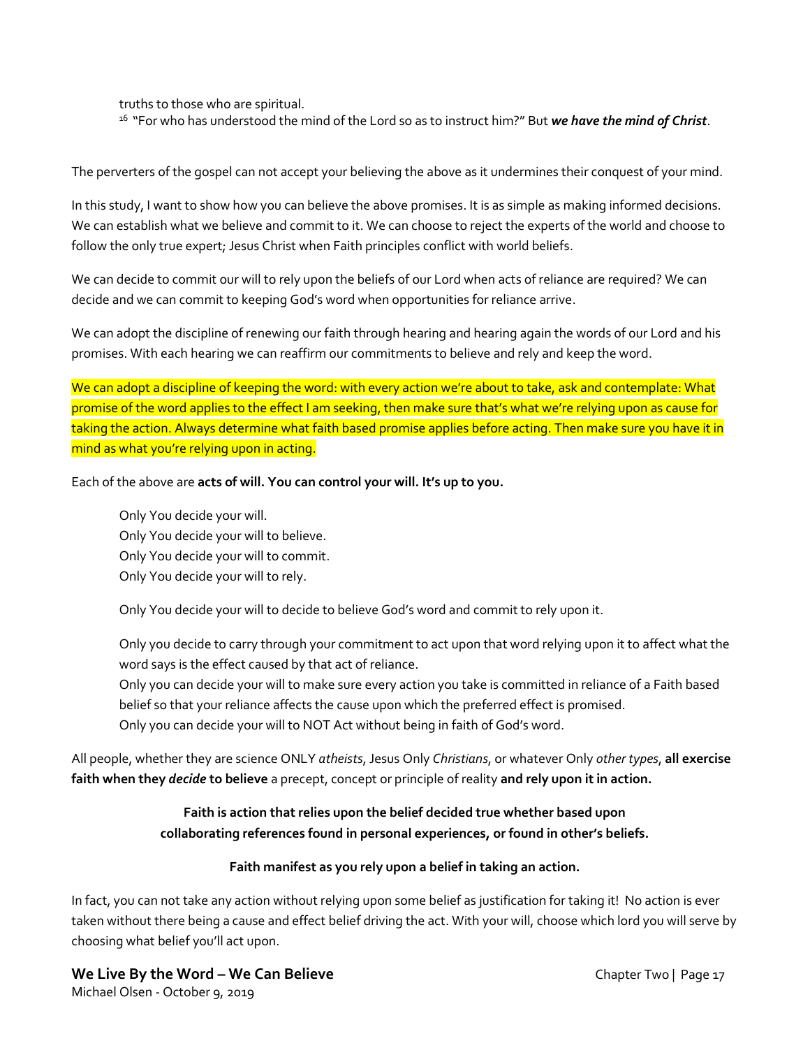truths to those who are spiritual.

[16] "For who has understood the mind of the Lord so as to instruct him?" But ***we have the mind of Christ***.

The perverters of the gospel can not accept your believing the above as it undermines their conquest of your mind.

In this study, I want to show how you can believe the above promises. It is as simple as making informed decisions. We can establish what we believe and commit to it. We can choose to reject the experts of the world and choose to follow the only true expert; Jesus Christ when Faith principles conflict with world beliefs.

We can decide to commit our will to rely upon the beliefs of our Lord when acts of reliance are required? We can decide and we can commit to keeping God's word when opportunities for reliance arrive.

We can adopt the discipline of renewing our faith through hearing and hearing again the words of our Lord and his promises. With each hearing we can reaffirm our commitments to believe and rely and keep the word.

We can adopt a discipline of keeping the word: with every action we're about to take, ask and contemplate: What promise of the word applies to the effect I am seeking, then make sure that's what we're relying upon as cause for taking the action. Always determine what faith based promise applies before acting. Then make sure you have it in mind as what you're relying upon in acting.

Each of the above are **acts of will. You can control your will. It's up to you.**

Only You decide your will.
Only You decide your will to believe.
Only You decide your will to commit.
Only You decide your will to rely.

Only You decide your will to decide to believe God's word and commit to rely upon it.

Only you decide to carry through your commitment to act upon that word relying upon it to affect what the word says is the effect caused by that act of reliance.
Only you can decide your will to make sure every action you take is committed in reliance of a Faith based belief so that your reliance affects the cause upon which the preferred effect is promised.
Only you can decide your will to NOT Act without being in faith of God's word.

All people, whether they are science ONLY *atheists*, Jesus Only *Christians*, or whatever Only *other types*, **all exercise faith when they *decide* to believe** a precept, concept or principle of reality **and rely upon it in action.**

**Faith is action that relies upon the belief decided true whether based upon collaborating references found in personal experiences, or found in other's beliefs.**

**Faith manifest as you rely upon a belief in taking an action.**

In fact, you can not take any action without relying upon some belief as justification for taking it! No action is ever taken without there being a cause and effect belief driving the act. With your will, choose which lord you will serve by choosing what belief you'll act upon.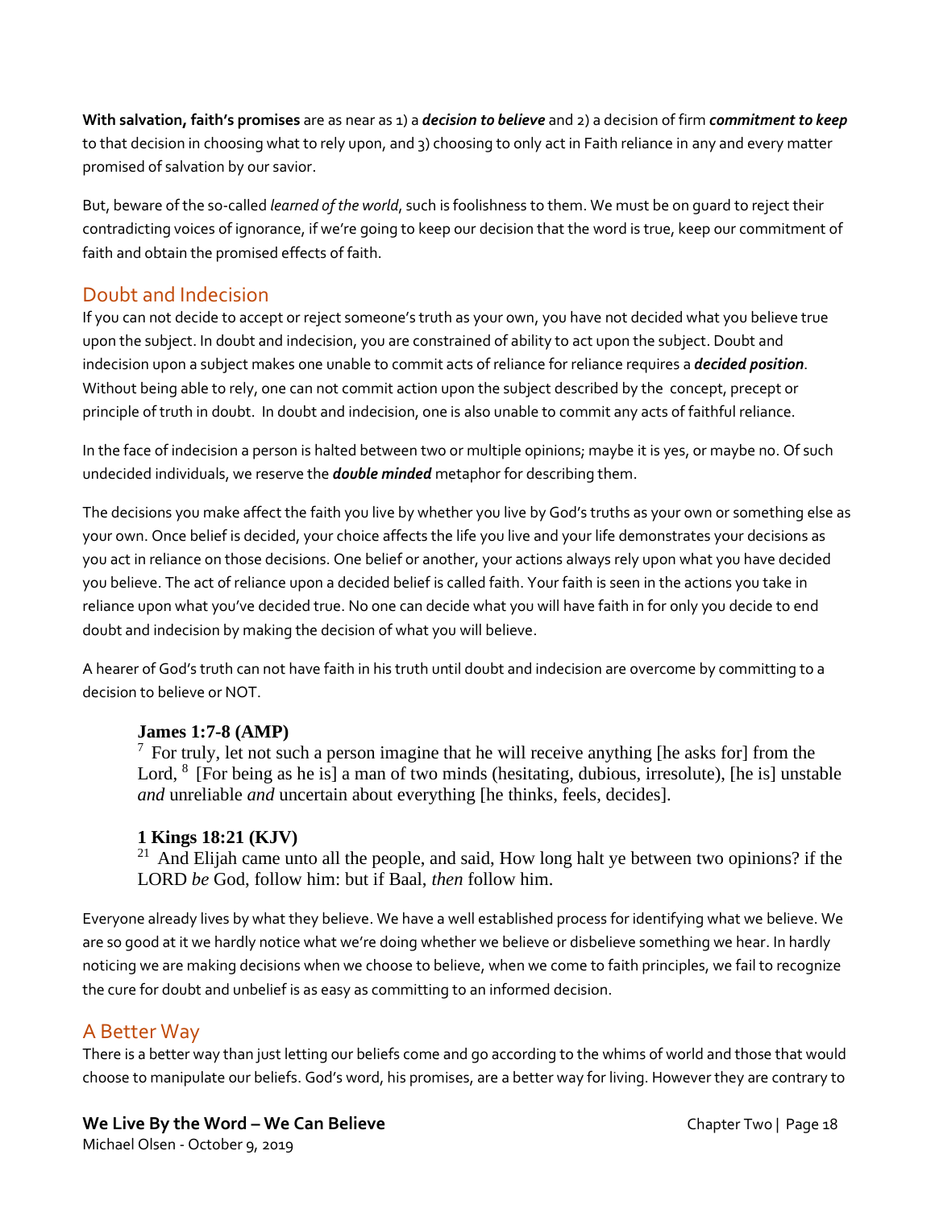**With salvation, faith's promises** are as near as 1) a ***decision to believe*** and 2) a decision of firm ***commitment to keep*** to that decision in choosing what to rely upon, and 3) choosing to only act in Faith reliance in any and every matter promised of salvation by our savior.

But, beware of the so-called *learned of the world*, such is foolishness to them. We must be on guard to reject their contradicting voices of ignorance, if we're going to keep our decision that the word is true, keep our commitment of faith and obtain the promised effects of faith.

## Doubt and Indecision

If you can not decide to accept or reject someone's truth as your own, you have not decided what you believe true upon the subject. In doubt and indecision, you are constrained of ability to act upon the subject. Doubt and indecision upon a subject makes one unable to commit acts of reliance for reliance requires a ***decided position***. Without being able to rely, one can not commit action upon the subject described by the concept, precept or principle of truth in doubt. In doubt and indecision, one is also unable to commit any acts of faithful reliance.

In the face of indecision a person is halted between two or multiple opinions; maybe it is yes, or maybe no. Of such undecided individuals, we reserve the ***double minded*** metaphor for describing them.

The decisions you make affect the faith you live by whether you live by God's truths as your own or something else as your own. Once belief is decided, your choice affects the life you live and your life demonstrates your decisions as you act in reliance on those decisions. One belief or another, your actions always rely upon what you have decided you believe. The act of reliance upon a decided belief is called faith. Your faith is seen in the actions you take in reliance upon what you've decided true. No one can decide what you will have faith in for only you decide to end doubt and indecision by making the decision of what you will believe.

A hearer of God's truth can not have faith in his truth until doubt and indecision are overcome by committing to a decision to believe or NOT.

> **James 1:7-8 (AMP)**
> [7] For truly, let not such a person imagine that he will receive anything [he asks for] from the Lord, [8] [For being as he is] a man of two minds (hesitating, dubious, irresolute), [he is] unstable *and* unreliable *and* uncertain about everything [he thinks, feels, decides].

> **1 Kings 18:21 (KJV)**
> [21] And Elijah came unto all the people, and said, How long halt ye between two opinions? if the LORD *be* God, follow him: but if Baal, *then* follow him.

Everyone already lives by what they believe. We have a well established process for identifying what we believe. We are so good at it we hardly notice what we're doing whether we believe or disbelieve something we hear. In hardly noticing we are making decisions when we choose to believe, when we come to faith principles, we fail to recognize the cure for doubt and unbelief is as easy as committing to an informed decision.

## A Better Way

There is a better way than just letting our beliefs come and go according to the whims of world and those that would choose to manipulate our beliefs. God's word, his promises, are a better way for living. However they are contrary to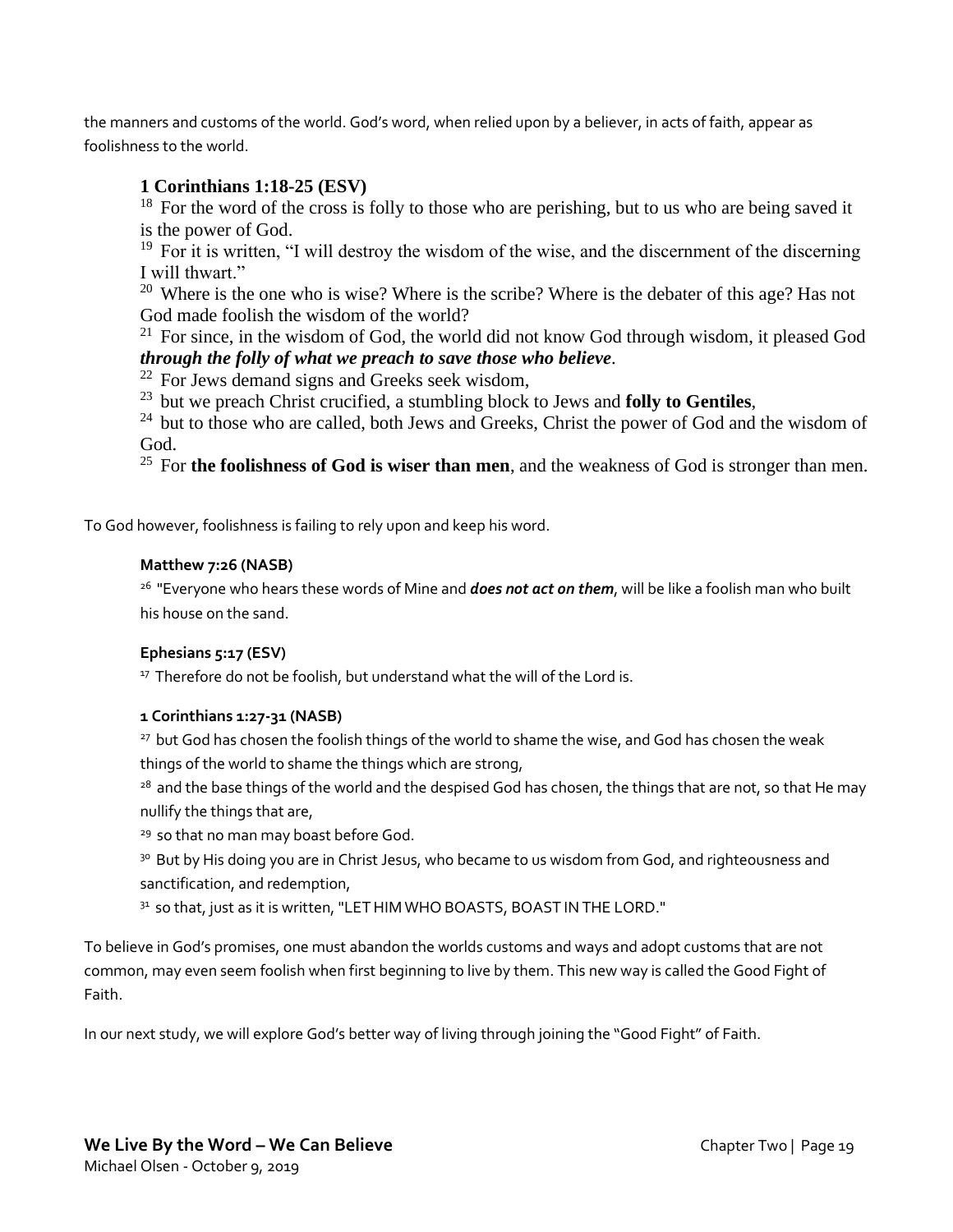the manners and customs of the world. God's word, when relied upon by a believer, in acts of faith, appear as foolishness to the world.

**1 Corinthians 1:18-25 (ESV)**

[18] For the word of the cross is folly to those who are perishing, but to us who are being saved it is the power of God.

[19] For it is written, "I will destroy the wisdom of the wise, and the discernment of the discerning I will thwart."

[20] Where is the one who is wise? Where is the scribe? Where is the debater of this age? Has not God made foolish the wisdom of the world?

[21] For since, in the wisdom of God, the world did not know God through wisdom, it pleased God ***through the folly of what we preach to save those who believe***.

[22] For Jews demand signs and Greeks seek wisdom,

[23] but we preach Christ crucified, a stumbling block to Jews and **folly to Gentiles**,

[24] but to those who are called, both Jews and Greeks, Christ the power of God and the wisdom of God.

[25] For **the foolishness of God is wiser than men**, and the weakness of God is stronger than men.

To God however, foolishness is failing to rely upon and keep his word.

**Matthew 7:26 (NASB)**

[26] "Everyone who hears these words of Mine and ***does not act on them***, will be like a foolish man who built his house on the sand.

**Ephesians 5:17 (ESV)**

[17] Therefore do not be foolish, but understand what the will of the Lord is.

**1 Corinthians 1:27-31 (NASB)**

[27] but God has chosen the foolish things of the world to shame the wise, and God has chosen the weak things of the world to shame the things which are strong,

[28] and the base things of the world and the despised God has chosen, the things that are not, so that He may nullify the things that are,

[29] so that no man may boast before God.

[30] But by His doing you are in Christ Jesus, who became to us wisdom from God, and righteousness and sanctification, and redemption,

[31] so that, just as it is written, "LET HIM WHO BOASTS, BOAST IN THE LORD."

To believe in God's promises, one must abandon the worlds customs and ways and adopt customs that are not common, may even seem foolish when first beginning to live by them. This new way is called the Good Fight of Faith.

In our next study, we will explore God's better way of living through joining the "Good Fight" of Faith.